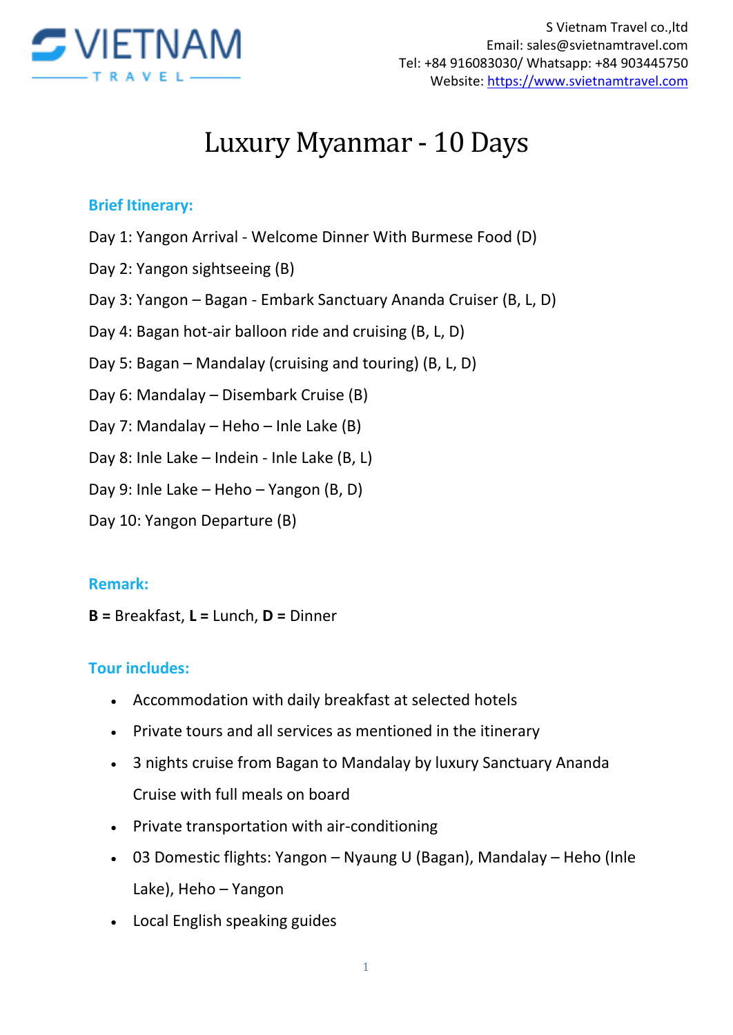S Vietnam Travel co.,ltd
Email: sales@svietnamtravel.com
Tel: +84 916083030/ Whatsapp: +84 903445750
Website: https://www.svietnamtravel.com

# Luxury Myanmar - 10 Days

## Brief Itinerary:

Day 1: Yangon Arrival - Welcome Dinner With Burmese Food (D)

Day 2: Yangon sightseeing (B)

Day 3: Yangon – Bagan - Embark Sanctuary Ananda Cruiser (B, L, D)

Day 4: Bagan hot-air balloon ride and cruising (B, L, D)

Day 5: Bagan – Mandalay (cruising and touring) (B, L, D)

Day 6: Mandalay – Disembark Cruise (B)

Day 7: Mandalay – Heho – Inle Lake (B)

Day 8: Inle Lake – Indein - Inle Lake (B, L)

Day 9: Inle Lake – Heho – Yangon (B, D)

Day 10: Yangon Departure (B)

## Remark:

**B =** Breakfast, **L =** Lunch, **D =** Dinner

## Tour includes:

- Accommodation with daily breakfast at selected hotels
- Private tours and all services as mentioned in the itinerary
- 3 nights cruise from Bagan to Mandalay by luxury Sanctuary Ananda Cruise with full meals on board
- Private transportation with air-conditioning
- 03 Domestic flights: Yangon – Nyaung U (Bagan), Mandalay – Heho (Inle Lake), Heho – Yangon
- Local English speaking guides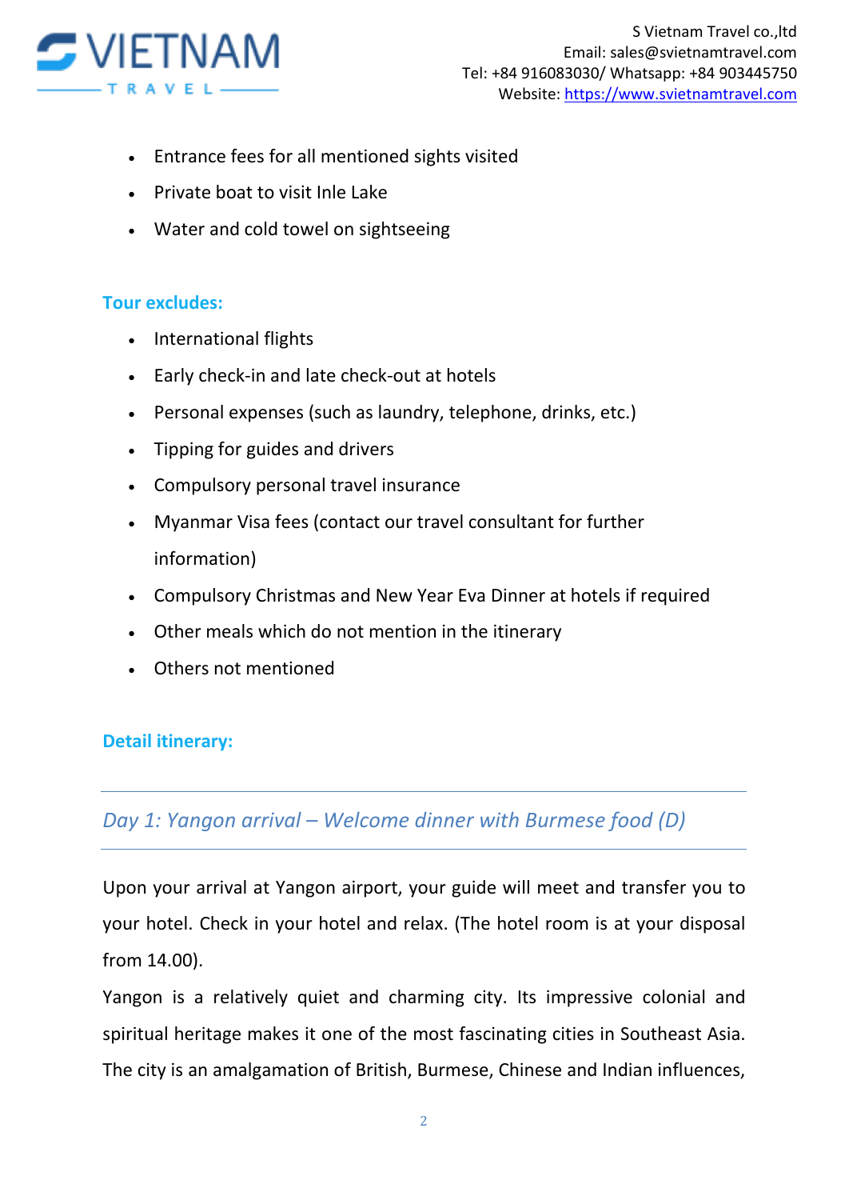- Entrance fees for all mentioned sights visited
- Private boat to visit Inle Lake
- Water and cold towel on sightseeing

### Tour excludes:

- International flights
- Early check-in and late check-out at hotels
- Personal expenses (such as laundry, telephone, drinks, etc.)
- Tipping for guides and drivers
- Compulsory personal travel insurance
- Myanmar Visa fees (contact our travel consultant for further information)
- Compulsory Christmas and New Year Eva Dinner at hotels if required
- Other meals which do not mention in the itinerary
- Others not mentioned

### Detail itinerary:

---

## *Day 1: Yangon arrival – Welcome dinner with Burmese food (D)*

---

Upon your arrival at Yangon airport, your guide will meet and transfer you to your hotel. Check in your hotel and relax. (The hotel room is at your disposal from 14.00).

Yangon is a relatively quiet and charming city. Its impressive colonial and spiritual heritage makes it one of the most fascinating cities in Southeast Asia. The city is an amalgamation of British, Burmese, Chinese and Indian influences,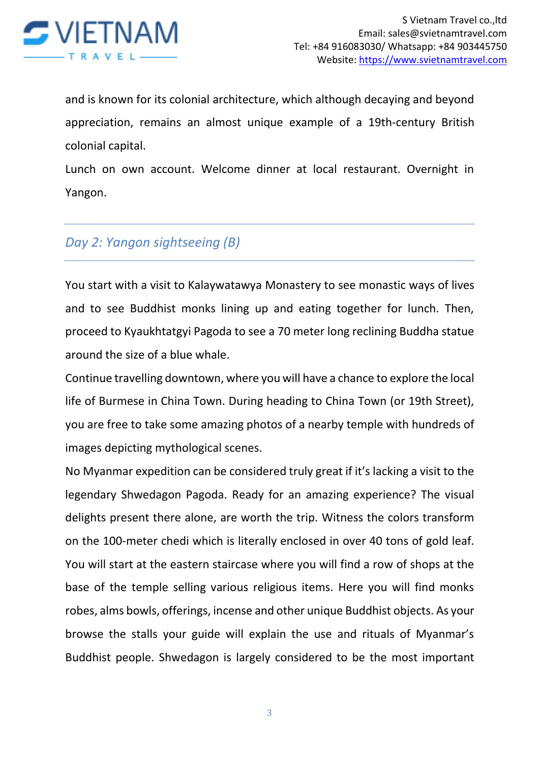and is known for its colonial architecture, which although decaying and beyond appreciation, remains an almost unique example of a 19th-century British colonial capital.

Lunch on own account. Welcome dinner at local restaurant. Overnight in Yangon.

## *Day 2: Yangon sightseeing (B)*

You start with a visit to Kalaywatawya Monastery to see monastic ways of lives and to see Buddhist monks lining up and eating together for lunch. Then, proceed to Kyaukhtatgyi Pagoda to see a 70 meter long reclining Buddha statue around the size of a blue whale.

Continue travelling downtown, where you will have a chance to explore the local life of Burmese in China Town. During heading to China Town (or 19th Street), you are free to take some amazing photos of a nearby temple with hundreds of images depicting mythological scenes.

No Myanmar expedition can be considered truly great if it's lacking a visit to the legendary Shwedagon Pagoda. Ready for an amazing experience? The visual delights present there alone, are worth the trip. Witness the colors transform on the 100-meter chedi which is literally enclosed in over 40 tons of gold leaf. You will start at the eastern staircase where you will find a row of shops at the base of the temple selling various religious items. Here you will find monks robes, alms bowls, offerings, incense and other unique Buddhist objects. As your browse the stalls your guide will explain the use and rituals of Myanmar's Buddhist people. Shwedagon is largely considered to be the most important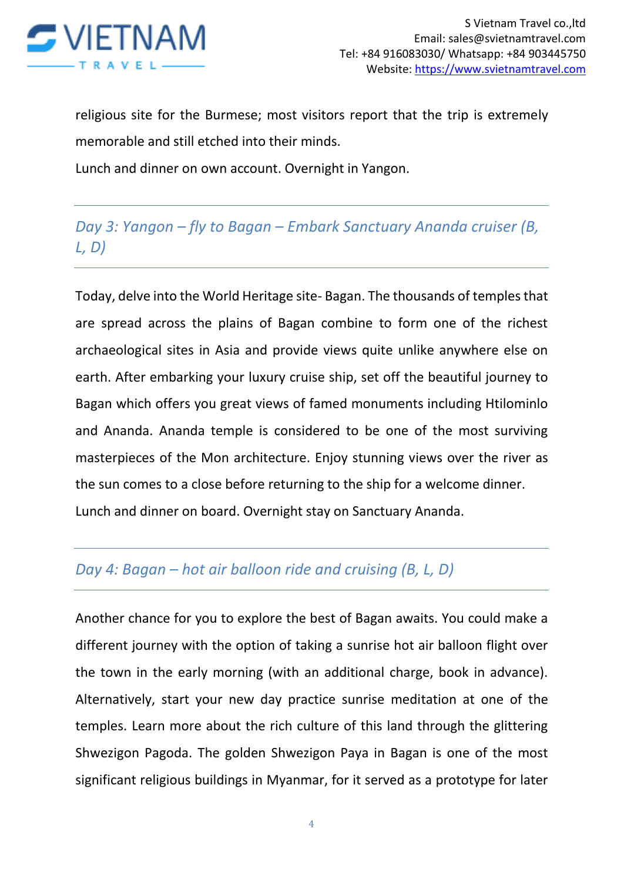religious site for the Burmese; most visitors report that the trip is extremely memorable and still etched into their minds.

Lunch and dinner on own account. Overnight in Yangon.

## *Day 3: Yangon – fly to Bagan – Embark Sanctuary Ananda cruiser (B, L, D)*

Today, delve into the World Heritage site- Bagan. The thousands of temples that are spread across the plains of Bagan combine to form one of the richest archaeological sites in Asia and provide views quite unlike anywhere else on earth. After embarking your luxury cruise ship, set off the beautiful journey to Bagan which offers you great views of famed monuments including Htilominlo and Ananda. Ananda temple is considered to be one of the most surviving masterpieces of the Mon architecture. Enjoy stunning views over the river as the sun comes to a close before returning to the ship for a welcome dinner.

Lunch and dinner on board. Overnight stay on Sanctuary Ananda.

## *Day 4: Bagan – hot air balloon ride and cruising (B, L, D)*

Another chance for you to explore the best of Bagan awaits. You could make a different journey with the option of taking a sunrise hot air balloon flight over the town in the early morning (with an additional charge, book in advance). Alternatively, start your new day practice sunrise meditation at one of the temples. Learn more about the rich culture of this land through the glittering Shwezigon Pagoda. The golden Shwezigon Paya in Bagan is one of the most significant religious buildings in Myanmar, for it served as a prototype for later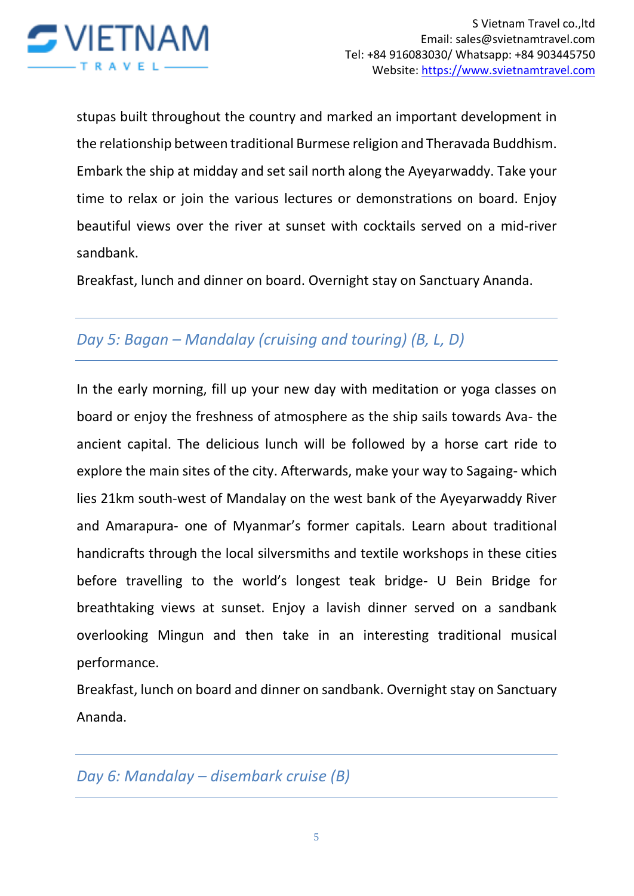stupas built throughout the country and marked an important development in the relationship between traditional Burmese religion and Theravada Buddhism. Embark the ship at midday and set sail north along the Ayeyarwaddy. Take your time to relax or join the various lectures or demonstrations on board. Enjoy beautiful views over the river at sunset with cocktails served on a mid-river sandbank.

Breakfast, lunch and dinner on board. Overnight stay on Sanctuary Ananda.

## *Day 5: Bagan – Mandalay (cruising and touring) (B, L, D)*

In the early morning, fill up your new day with meditation or yoga classes on board or enjoy the freshness of atmosphere as the ship sails towards Ava- the ancient capital. The delicious lunch will be followed by a horse cart ride to explore the main sites of the city. Afterwards, make your way to Sagaing- which lies 21km south-west of Mandalay on the west bank of the Ayeyarwaddy River and Amarapura- one of Myanmar's former capitals. Learn about traditional handicrafts through the local silversmiths and textile workshops in these cities before travelling to the world's longest teak bridge- U Bein Bridge for breathtaking views at sunset. Enjoy a lavish dinner served on a sandbank overlooking Mingun and then take in an interesting traditional musical performance.

Breakfast, lunch on board and dinner on sandbank. Overnight stay on Sanctuary Ananda.

## *Day 6: Mandalay – disembark cruise (B)*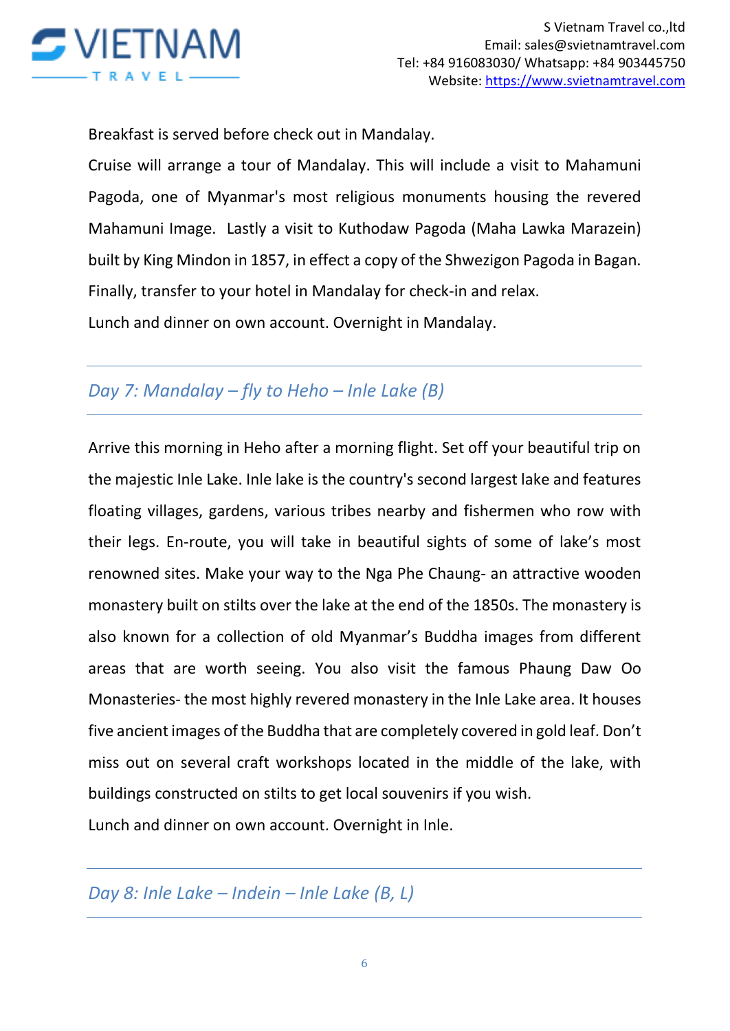Breakfast is served before check out in Mandalay.

Cruise will arrange a tour of Mandalay. This will include a visit to Mahamuni Pagoda, one of Myanmar's most religious monuments housing the revered Mahamuni Image. Lastly a visit to Kuthodaw Pagoda (Maha Lawka Marazein) built by King Mindon in 1857, in effect a copy of the Shwezigon Pagoda in Bagan. Finally, transfer to your hotel in Mandalay for check-in and relax.

Lunch and dinner on own account. Overnight in Mandalay.

---

## *Day 7: Mandalay – fly to Heho – Inle Lake (B)*

---

Arrive this morning in Heho after a morning flight. Set off your beautiful trip on the majestic Inle Lake. Inle lake is the country's second largest lake and features floating villages, gardens, various tribes nearby and fishermen who row with their legs. En-route, you will take in beautiful sights of some of lake's most renowned sites. Make your way to the Nga Phe Chaung- an attractive wooden monastery built on stilts over the lake at the end of the 1850s. The monastery is also known for a collection of old Myanmar's Buddha images from different areas that are worth seeing. You also visit the famous Phaung Daw Oo Monasteries- the most highly revered monastery in the Inle Lake area. It houses five ancient images of the Buddha that are completely covered in gold leaf. Don't miss out on several craft workshops located in the middle of the lake, with buildings constructed on stilts to get local souvenirs if you wish.

Lunch and dinner on own account. Overnight in Inle.

---

## *Day 8: Inle Lake – Indein – Inle Lake (B, L)*

---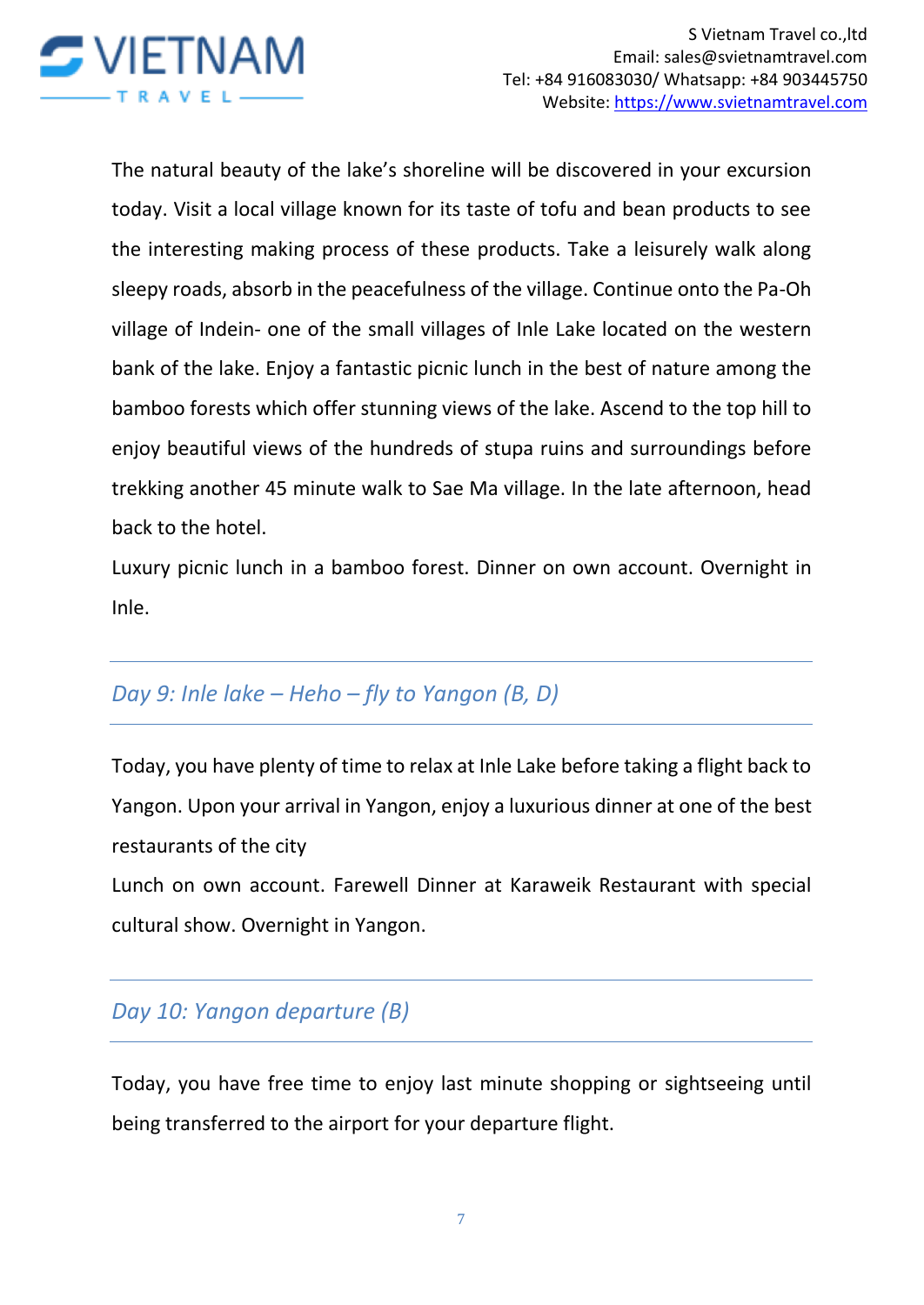The natural beauty of the lake's shoreline will be discovered in your excursion today. Visit a local village known for its taste of tofu and bean products to see the interesting making process of these products. Take a leisurely walk along sleepy roads, absorb in the peacefulness of the village. Continue onto the Pa-Oh village of Indein- one of the small villages of Inle Lake located on the western bank of the lake. Enjoy a fantastic picnic lunch in the best of nature among the bamboo forests which offer stunning views of the lake. Ascend to the top hill to enjoy beautiful views of the hundreds of stupa ruins and surroundings before trekking another 45 minute walk to Sae Ma village. In the late afternoon, head back to the hotel.

Luxury picnic lunch in a bamboo forest. Dinner on own account. Overnight in Inle.

## *Day 9: Inle lake – Heho – fly to Yangon (B, D)*

Today, you have plenty of time to relax at Inle Lake before taking a flight back to Yangon. Upon your arrival in Yangon, enjoy a luxurious dinner at one of the best restaurants of the city

Lunch on own account. Farewell Dinner at Karaweik Restaurant with special cultural show. Overnight in Yangon.

## *Day 10: Yangon departure (B)*

Today, you have free time to enjoy last minute shopping or sightseeing until being transferred to the airport for your departure flight.